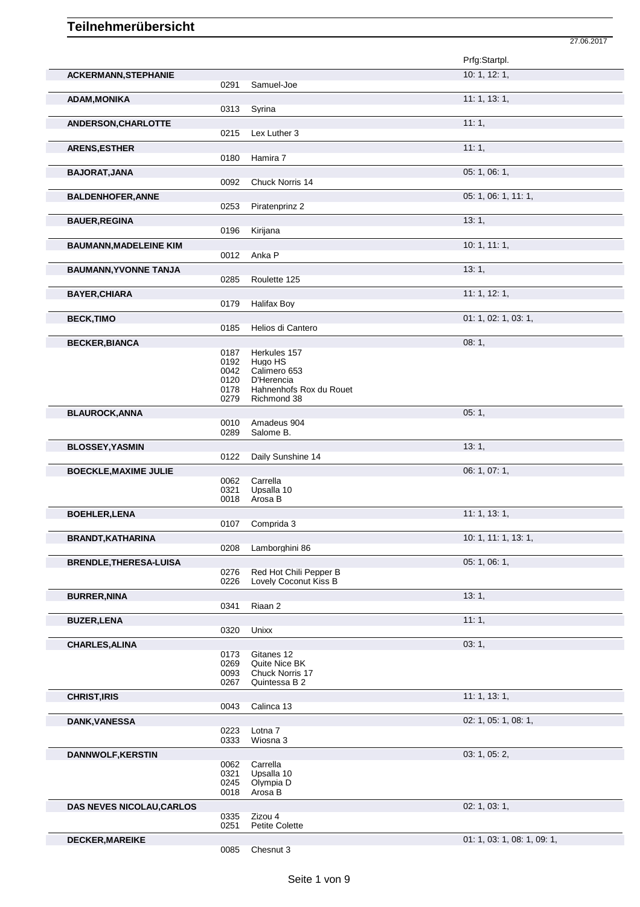# Teilnehmerübersicht

27.06.2017

| Teilnehmer | Nr. | Pferd | Prfg:Startpl. |
|---|---|---|---|
| **ACKERMANN,STEPHANIE** | | | 10: 1, 12: 1, |
| | 0291 | Samuel-Joe | |
| **ADAM,MONIKA** | | | 11: 1, 13: 1, |
| | 0313 | Syrina | |
| **ANDERSON,CHARLOTTE** | | | 11: 1, |
| | 0215 | Lex Luther 3 | |
| **ARENS,ESTHER** | | | 11: 1, |
| | 0180 | Hamira 7 | |
| **BAJORAT,JANA** | | | 05: 1, 06: 1, |
| | 0092 | Chuck Norris 14 | |
| **BALDENHOFER,ANNE** | | | 05: 1, 06: 1, 11: 1, |
| | 0253 | Piratenprinz 2 | |
| **BAUER,REGINA** | | | 13: 1, |
| | 0196 | Kirijana | |
| **BAUMANN,MADELEINE KIM** | | | 10: 1, 11: 1, |
| | 0012 | Anka P | |
| **BAUMANN,YVONNE TANJA** | | | 13: 1, |
| | 0285 | Roulette 125 | |
| **BAYER,CHIARA** | | | 11: 1, 12: 1, |
| | 0179 | Halifax Boy | |
| **BECK,TIMO** | | | 01: 1, 02: 1, 03: 1, |
| | 0185 | Helios di Cantero | |
| **BECKER,BIANCA** | | | 08: 1, |
| | 0187 | Herkules 157 | |
| | 0192 | Hugo HS | |
| | 0042 | Calimero 653 | |
| | 0120 | D'Herencia | |
| | 0178 | Hahnenhofs Rox du Rouet | |
| | 0279 | Richmond 38 | |
| **BLAUROCK,ANNA** | | | 05: 1, |
| | 0010 | Amadeus 904 | |
| | 0289 | Salome B. | |
| **BLOSSEY,YASMIN** | | | 13: 1, |
| | 0122 | Daily Sunshine 14 | |
| **BOECKLE,MAXIME JULIE** | | | 06: 1, 07: 1, |
| | 0062 | Carrella | |
| | 0321 | Upsalla 10 | |
| | 0018 | Arosa B | |
| **BOEHLER,LENA** | | | 11: 1, 13: 1, |
| | 0107 | Comprida 3 | |
| **BRANDT,KATHARINA** | | | 10: 1, 11: 1, 13: 1, |
| | 0208 | Lamborghini 86 | |
| **BRENDLE,THERESA-LUISA** | | | 05: 1, 06: 1, |
| | 0276 | Red Hot Chili Pepper B | |
| | 0226 | Lovely Coconut Kiss B | |
| **BURRER,NINA** | | | 13: 1, |
| | 0341 | Riaan 2 | |
| **BUZER,LENA** | | | 11: 1, |
| | 0320 | Unixx | |
| **CHARLES,ALINA** | | | 03: 1, |
| | 0173 | Gitanes 12 | |
| | 0269 | Quite Nice BK | |
| | 0093 | Chuck Norris 17 | |
| | 0267 | Quintessa B 2 | |
| **CHRIST,IRIS** | | | 11: 1, 13: 1, |
| | 0043 | Calinca 13 | |
| **DANK,VANESSA** | | | 02: 1, 05: 1, 08: 1, |
| | 0223 | Lotna 7 | |
| | 0333 | Wiosna 3 | |
| **DANNWOLF,KERSTIN** | | | 03: 1, 05: 2, |
| | 0062 | Carrella | |
| | 0321 | Upsalla 10 | |
| | 0245 | Olympia D | |
| | 0018 | Arosa B | |
| **DAS NEVES NICOLAU,CARLOS** | | | 02: 1, 03: 1, |
| | 0335 | Zizou 4 | |
| | 0251 | Petite Colette | |
| **DECKER,MAREIKE** | | | 01: 1, 03: 1, 08: 1, 09: 1, |
| | 0085 | Chesnut 3 | |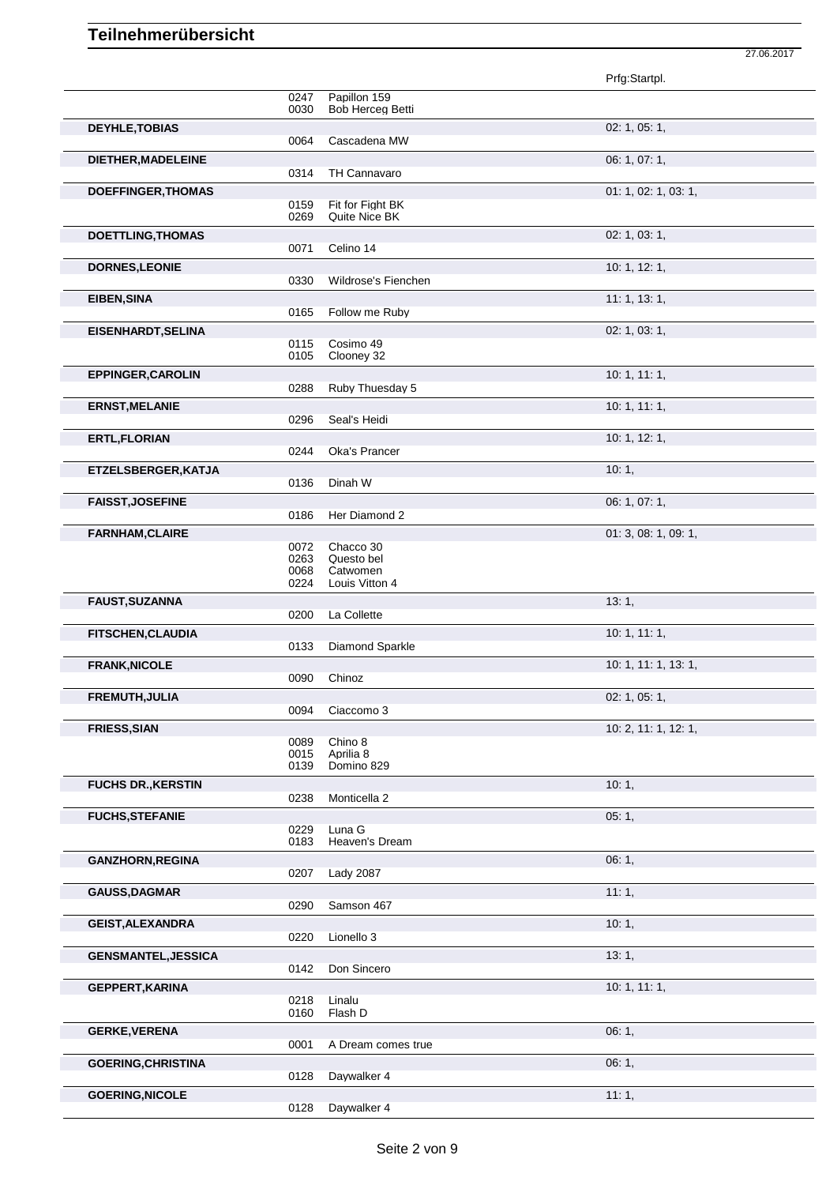# Teilnehmerübersicht

27.06.2017

| | | | Prfg:Startpl. |
|---|---|---|---|
| | 0247 | Papillon 159 | |
| | 0030 | Bob Herceg Betti | |
| **DEYHLE,TOBIAS** | | | 02: 1, 05: 1, |
| | 0064 | Cascadena MW | |
| **DIETHER,MADELEINE** | | | 06: 1, 07: 1, |
| | 0314 | TH Cannavaro | |
| **DOEFFINGER,THOMAS** | | | 01: 1, 02: 1, 03: 1, |
| | 0159 | Fit for Fight BK | |
| | 0269 | Quite Nice BK | |
| **DOETTLING,THOMAS** | | | 02: 1, 03: 1, |
| | 0071 | Celino 14 | |
| **DORNES,LEONIE** | | | 10: 1, 12: 1, |
| | 0330 | Wildrose's Fienchen | |
| **EIBEN,SINA** | | | 11: 1, 13: 1, |
| | 0165 | Follow me Ruby | |
| **EISENHARDT,SELINA** | | | 02: 1, 03: 1, |
| | 0115 | Cosimo 49 | |
| | 0105 | Clooney 32 | |
| **EPPINGER,CAROLIN** | | | 10: 1, 11: 1, |
| | 0288 | Ruby Thuesday 5 | |
| **ERNST,MELANIE** | | | 10: 1, 11: 1, |
| | 0296 | Seal's Heidi | |
| **ERTL,FLORIAN** | | | 10: 1, 12: 1, |
| | 0244 | Oka's Prancer | |
| **ETZELSBERGER,KATJA** | | | 10: 1, |
| | 0136 | Dinah W | |
| **FAISST,JOSEFINE** | | | 06: 1, 07: 1, |
| | 0186 | Her Diamond 2 | |
| **FARNHAM,CLAIRE** | | | 01: 3, 08: 1, 09: 1, |
| | 0072 | Chacco 30 | |
| | 0263 | Questo bel | |
| | 0068 | Catwomen | |
| | 0224 | Louis Vitton 4 | |
| **FAUST,SUZANNA** | | | 13: 1, |
| | 0200 | La Collette | |
| **FITSCHEN,CLAUDIA** | | | 10: 1, 11: 1, |
| | 0133 | Diamond Sparkle | |
| **FRANK,NICOLE** | | | 10: 1, 11: 1, 13: 1, |
| | 0090 | Chinoz | |
| **FREMUTH,JULIA** | | | 02: 1, 05: 1, |
| | 0094 | Ciaccomo 3 | |
| **FRIESS,SIAN** | | | 10: 2, 11: 1, 12: 1, |
| | 0089 | Chino 8 | |
| | 0015 | Aprilia 8 | |
| | 0139 | Domino 829 | |
| **FUCHS DR.,KERSTIN** | | | 10: 1, |
| | 0238 | Monticella 2 | |
| **FUCHS,STEFANIE** | | | 05: 1, |
| | 0229 | Luna G | |
| | 0183 | Heaven's Dream | |
| **GANZHORN,REGINA** | | | 06: 1, |
| | 0207 | Lady 2087 | |
| **GAUSS,DAGMAR** | | | 11: 1, |
| | 0290 | Samson 467 | |
| **GEIST,ALEXANDRA** | | | 10: 1, |
| | 0220 | Lionello 3 | |
| **GENSMANTEL,JESSICA** | | | 13: 1, |
| | 0142 | Don Sincero | |
| **GEPPERT,KARINA** | | | 10: 1, 11: 1, |
| | 0218 | Linalu | |
| | 0160 | Flash D | |
| **GERKE,VERENA** | | | 06: 1, |
| | 0001 | A Dream comes true | |
| **GOERING,CHRISTINA** | | | 06: 1, |
| | 0128 | Daywalker 4 | |
| **GOERING,NICOLE** | | | 11: 1, |
| | 0128 | Daywalker 4 | |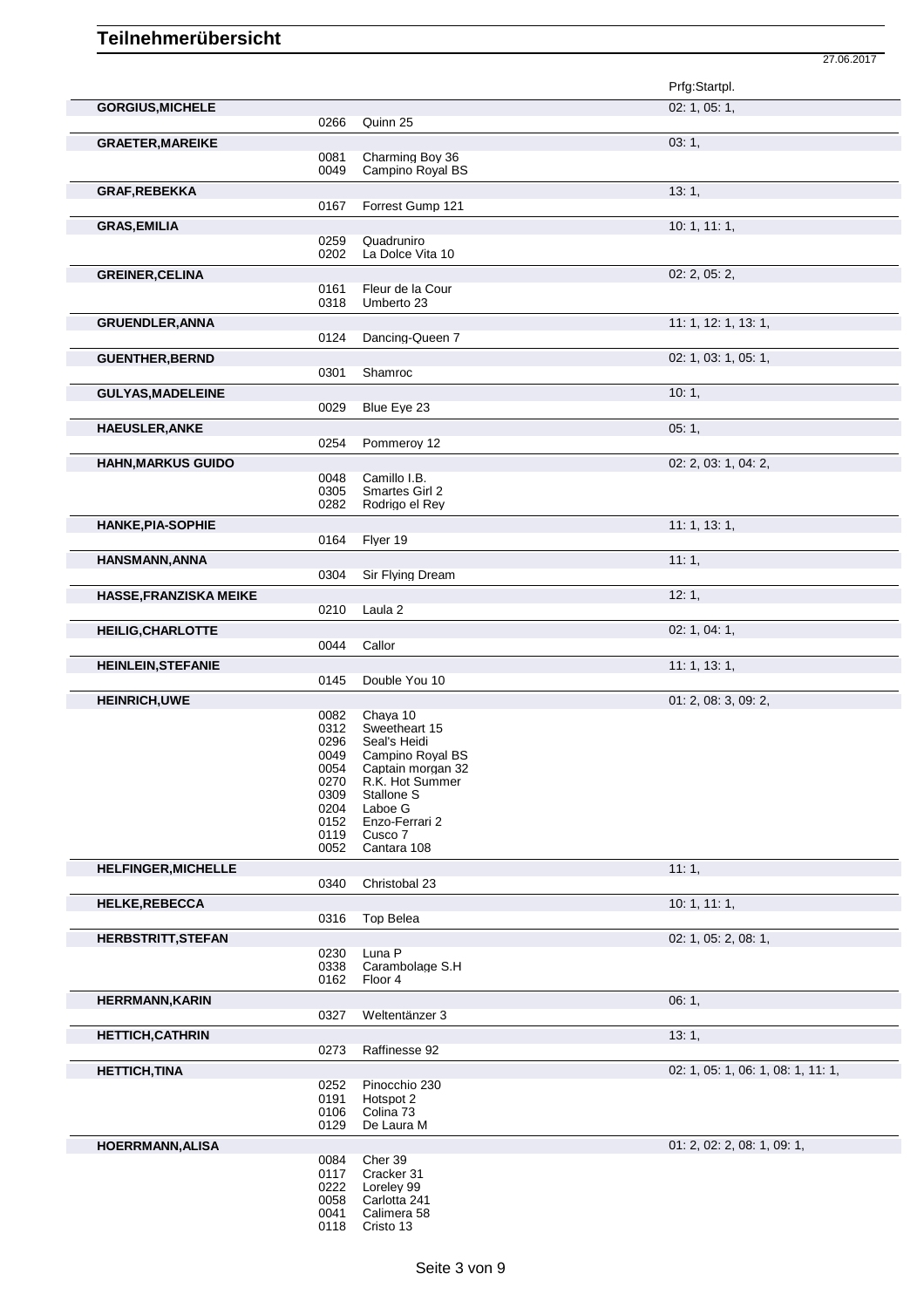# Teilnehmerübersicht

27.06.2017

| Name | Nr. | Pferd | Prfg:Startpl. |
|---|---|---|---|
| **GORGIUS,MICHELE** | | | 02: 1, 05: 1, |
| | 0266 | Quinn 25 | |
| **GRAETER,MAREIKE** | | | 03: 1, |
| | 0081 | Charming Boy 36 | |
| | 0049 | Campino Royal BS | |
| **GRAF,REBEKKA** | | | 13: 1, |
| | 0167 | Forrest Gump 121 | |
| **GRAS,EMILIA** | | | 10: 1, 11: 1, |
| | 0259 | Quadruniro | |
| | 0202 | La Dolce Vita 10 | |
| **GREINER,CELINA** | | | 02: 2, 05: 2, |
| | 0161 | Fleur de la Cour | |
| | 0318 | Umberto 23 | |
| **GRUENDLER,ANNA** | | | 11: 1, 12: 1, 13: 1, |
| | 0124 | Dancing-Queen 7 | |
| **GUENTHER,BERND** | | | 02: 1, 03: 1, 05: 1, |
| | 0301 | Shamroc | |
| **GULYAS,MADELEINE** | | | 10: 1, |
| | 0029 | Blue Eye 23 | |
| **HAEUSLER,ANKE** | | | 05: 1, |
| | 0254 | Pommeroy 12 | |
| **HAHN,MARKUS GUIDO** | | | 02: 2, 03: 1, 04: 2, |
| | 0048 | Camillo I.B. | |
| | 0305 | Smartes Girl 2 | |
| | 0282 | Rodrigo el Rey | |
| **HANKE,PIA-SOPHIE** | | | 11: 1, 13: 1, |
| | 0164 | Flyer 19 | |
| **HANSMANN,ANNA** | | | 11: 1, |
| | 0304 | Sir Flying Dream | |
| **HASSE,FRANZISKA MEIKE** | | | 12: 1, |
| | 0210 | Laula 2 | |
| **HEILIG,CHARLOTTE** | | | 02: 1, 04: 1, |
| | 0044 | Callor | |
| **HEINLEIN,STEFANIE** | | | 11: 1, 13: 1, |
| | 0145 | Double You 10 | |
| **HEINRICH,UWE** | | | 01: 2, 08: 3, 09: 2, |
| | 0082 | Chaya 10 | |
| | 0312 | Sweetheart 15 | |
| | 0296 | Seal's Heidi | |
| | 0049 | Campino Royal BS | |
| | 0054 | Captain morgan 32 | |
| | 0270 | R.K. Hot Summer | |
| | 0309 | Stallone S | |
| | 0204 | Laboe G | |
| | 0152 | Enzo-Ferrari 2 | |
| | 0119 | Cusco 7 | |
| | 0052 | Cantara 108 | |
| **HELFINGER,MICHELLE** | | | 11: 1, |
| | 0340 | Christobal 23 | |
| **HELKE,REBECCA** | | | 10: 1, 11: 1, |
| | 0316 | Top Belea | |
| **HERBSTRITT,STEFAN** | | | 02: 1, 05: 2, 08: 1, |
| | 0230 | Luna P | |
| | 0338 | Carambolage S.H | |
| | 0162 | Floor 4 | |
| **HERRMANN,KARIN** | | | 06: 1, |
| | 0327 | Weltentänzer 3 | |
| **HETTICH,CATHRIN** | | | 13: 1, |
| | 0273 | Raffinesse 92 | |
| **HETTICH,TINA** | | | 02: 1, 05: 1, 06: 1, 08: 1, 11: 1, |
| | 0252 | Pinocchio 230 | |
| | 0191 | Hotspot 2 | |
| | 0106 | Colina 73 | |
| | 0129 | De Laura M | |
| **HOERRMANN,ALISA** | | | 01: 2, 02: 2, 08: 1, 09: 1, |
| | 0084 | Cher 39 | |
| | 0117 | Cracker 31 | |
| | 0222 | Loreley 99 | |
| | 0058 | Carlotta 241 | |
| | 0041 | Calimera 58 | |
| | 0118 | Cristo 13 | |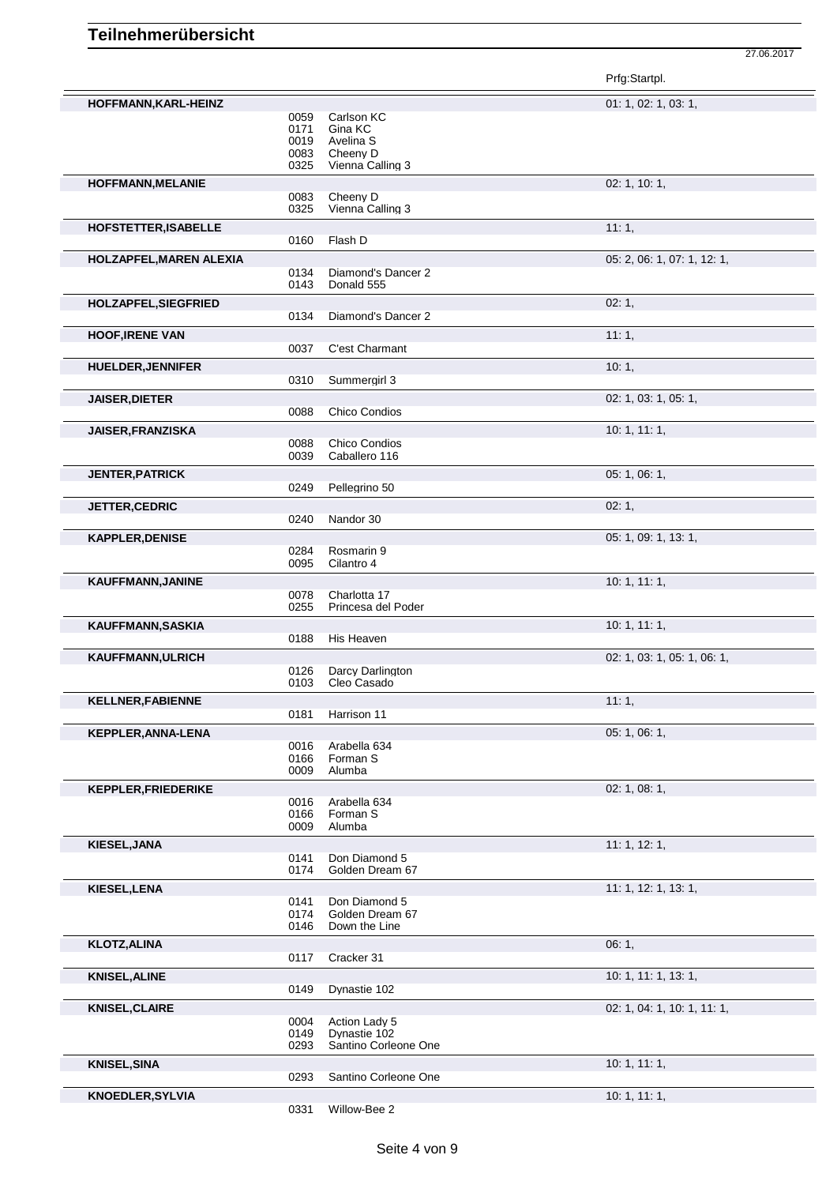# Teilnehmerübersicht

27.06.2017

| Name | Nr. | Pferd | Prfg:Startpl. |
|---|---|---|---|
| **HOFFMANN,KARL-HEINZ** | | | 01: 1, 02: 1, 03: 1, |
| | 0059 | Carlson KC | |
| | 0171 | Gina KC | |
| | 0019 | Avelina S | |
| | 0083 | Cheeny D | |
| | 0325 | Vienna Calling 3 | |
| **HOFFMANN,MELANIE** | | | 02: 1, 10: 1, |
| | 0083 | Cheeny D | |
| | 0325 | Vienna Calling 3 | |
| **HOFSTETTER,ISABELLE** | | | 11: 1, |
| | 0160 | Flash D | |
| **HOLZAPFEL,MAREN ALEXIA** | | | 05: 2, 06: 1, 07: 1, 12: 1, |
| | 0134 | Diamond's Dancer 2 | |
| | 0143 | Donald 555 | |
| **HOLZAPFEL,SIEGFRIED** | | | 02: 1, |
| | 0134 | Diamond's Dancer 2 | |
| **HOOF,IRENE VAN** | | | 11: 1, |
| | 0037 | C'est Charmant | |
| **HUELDER,JENNIFER** | | | 10: 1, |
| | 0310 | Summergirl 3 | |
| **JAISER,DIETER** | | | 02: 1, 03: 1, 05: 1, |
| | 0088 | Chico Condios | |
| **JAISER,FRANZISKA** | | | 10: 1, 11: 1, |
| | 0088 | Chico Condios | |
| | 0039 | Caballero 116 | |
| **JENTER,PATRICK** | | | 05: 1, 06: 1, |
| | 0249 | Pellegrino 50 | |
| **JETTER,CEDRIC** | | | 02: 1, |
| | 0240 | Nandor 30 | |
| **KAPPLER,DENISE** | | | 05: 1, 09: 1, 13: 1, |
| | 0284 | Rosmarin 9 | |
| | 0095 | Cilantro 4 | |
| **KAUFFMANN,JANINE** | | | 10: 1, 11: 1, |
| | 0078 | Charlotta 17 | |
| | 0255 | Princesa del Poder | |
| **KAUFFMANN,SASKIA** | | | 10: 1, 11: 1, |
| | 0188 | His Heaven | |
| **KAUFFMANN,ULRICH** | | | 02: 1, 03: 1, 05: 1, 06: 1, |
| | 0126 | Darcy Darlington | |
| | 0103 | Cleo Casado | |
| **KELLNER,FABIENNE** | | | 11: 1, |
| | 0181 | Harrison 11 | |
| **KEPPLER,ANNA-LENA** | | | 05: 1, 06: 1, |
| | 0016 | Arabella 634 | |
| | 0166 | Forman S | |
| | 0009 | Alumba | |
| **KEPPLER,FRIEDERIKE** | | | 02: 1, 08: 1, |
| | 0016 | Arabella 634 | |
| | 0166 | Forman S | |
| | 0009 | Alumba | |
| **KIESEL,JANA** | | | 11: 1, 12: 1, |
| | 0141 | Don Diamond 5 | |
| | 0174 | Golden Dream 67 | |
| **KIESEL,LENA** | | | 11: 1, 12: 1, 13: 1, |
| | 0141 | Don Diamond 5 | |
| | 0174 | Golden Dream 67 | |
| | 0146 | Down the Line | |
| **KLOTZ,ALINA** | | | 06: 1, |
| | 0117 | Cracker 31 | |
| **KNISEL,ALINE** | | | 10: 1, 11: 1, 13: 1, |
| | 0149 | Dynastie 102 | |
| **KNISEL,CLAIRE** | | | 02: 1, 04: 1, 10: 1, 11: 1, |
| | 0004 | Action Lady 5 | |
| | 0149 | Dynastie 102 | |
| | 0293 | Santino Corleone One | |
| **KNISEL,SINA** | | | 10: 1, 11: 1, |
| | 0293 | Santino Corleone One | |
| **KNOEDLER,SYLVIA** | | | 10: 1, 11: 1, |
| | 0331 | Willow-Bee 2 | |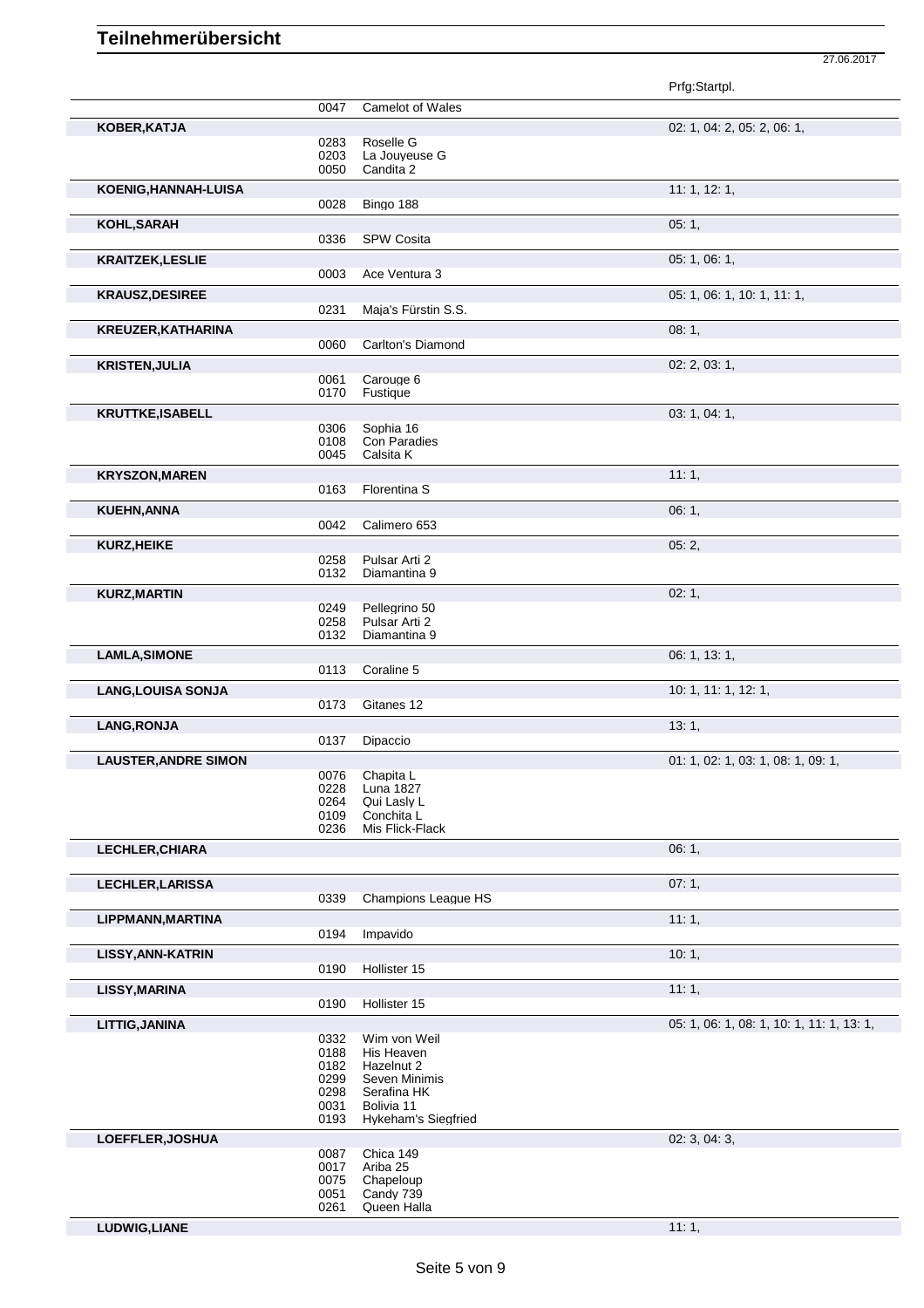# Teilnehmerübersicht

27.06.2017

| Teilnehmer | Nr. | Pferd | Prfg:Startpl. |
|---|---|---|---|
| | 0047 | Camelot of Wales | |
| **KOBER,KATJA** | | | 02: 1, 04: 2, 05: 2, 06: 1, |
| | 0283 | Roselle G | |
| | 0203 | La Jouyeuse G | |
| | 0050 | Candita 2 | |
| **KOENIG,HANNAH-LUISA** | | | 11: 1, 12: 1, |
| | 0028 | Bingo 188 | |
| **KOHL,SARAH** | | | 05: 1, |
| | 0336 | SPW Cosita | |
| **KRAITZEK,LESLIE** | | | 05: 1, 06: 1, |
| | 0003 | Ace Ventura 3 | |
| **KRAUSZ,DESIREE** | | | 05: 1, 06: 1, 10: 1, 11: 1, |
| | 0231 | Maja's Fürstin S.S. | |
| **KREUZER,KATHARINA** | | | 08: 1, |
| | 0060 | Carlton's Diamond | |
| **KRISTEN,JULIA** | | | 02: 2, 03: 1, |
| | 0061 | Carouge 6 | |
| | 0170 | Fustique | |
| **KRUTTKE,ISABELL** | | | 03: 1, 04: 1, |
| | 0306 | Sophia 16 | |
| | 0108 | Con Paradies | |
| | 0045 | Calsita K | |
| **KRYSZON,MAREN** | | | 11: 1, |
| | 0163 | Florentina S | |
| **KUEHN,ANNA** | | | 06: 1, |
| | 0042 | Calimero 653 | |
| **KURZ,HEIKE** | | | 05: 2, |
| | 0258 | Pulsar Arti 2 | |
| | 0132 | Diamantina 9 | |
| **KURZ,MARTIN** | | | 02: 1, |
| | 0249 | Pellegrino 50 | |
| | 0258 | Pulsar Arti 2 | |
| | 0132 | Diamantina 9 | |
| **LAMLA,SIMONE** | | | 06: 1, 13: 1, |
| | 0113 | Coraline 5 | |
| **LANG,LOUISA SONJA** | | | 10: 1, 11: 1, 12: 1, |
| | 0173 | Gitanes 12 | |
| **LANG,RONJA** | | | 13: 1, |
| | 0137 | Dipaccio | |
| **LAUSTER,ANDRE SIMON** | | | 01: 1, 02: 1, 03: 1, 08: 1, 09: 1, |
| | 0076 | Chapita L | |
| | 0228 | Luna 1827 | |
| | 0264 | Qui Lasly L | |
| | 0109 | Conchita L | |
| | 0236 | Mis Flick-Flack | |
| **LECHLER,CHIARA** | | | 06: 1, |
| **LECHLER,LARISSA** | | | 07: 1, |
| | 0339 | Champions League HS | |
| **LIPPMANN,MARTINA** | | | 11: 1, |
| | 0194 | Impavido | |
| **LISSY,ANN-KATRIN** | | | 10: 1, |
| | 0190 | Hollister 15 | |
| **LISSY,MARINA** | | | 11: 1, |
| | 0190 | Hollister 15 | |
| **LITTIG,JANINA** | | | 05: 1, 06: 1, 08: 1, 10: 1, 11: 1, 13: 1, |
| | 0332 | Wim von Weil | |
| | 0188 | His Heaven | |
| | 0182 | Hazelnut 2 | |
| | 0299 | Seven Minimis | |
| | 0298 | Serafina HK | |
| | 0031 | Bolivia 11 | |
| | 0193 | Hykeham's Siegfried | |
| **LOEFFLER,JOSHUA** | | | 02: 3, 04: 3, |
| | 0087 | Chica 149 | |
| | 0017 | Ariba 25 | |
| | 0075 | Chapeloup | |
| | 0051 | Candy 739 | |
| | 0261 | Queen Halla | |
| **LUDWIG,LIANE** | | | 11: 1, |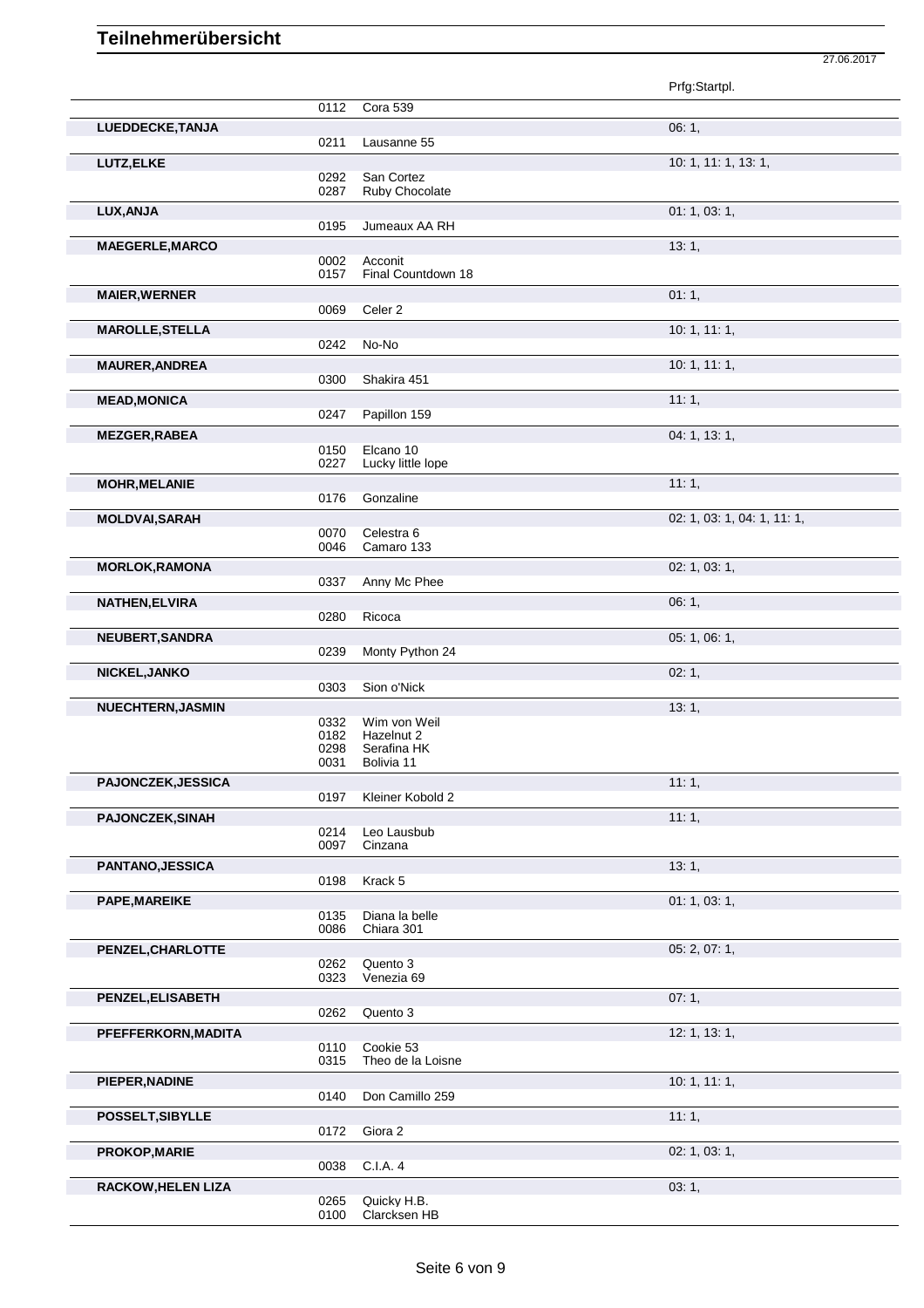# Teilnehmerübersicht

27.06.2017

| Name | Nr. | Pferd | Prfg:Startpl. |
|---|---|---|---|
| | 0112 | Cora 539 | |
| **LUEDDECKE,TANJA** | | | 06: 1, |
| | 0211 | Lausanne 55 | |
| **LUTZ,ELKE** | | | 10: 1, 11: 1, 13: 1, |
| | 0292 | San Cortez | |
| | 0287 | Ruby Chocolate | |
| **LUX,ANJA** | | | 01: 1, 03: 1, |
| | 0195 | Jumeaux AA RH | |
| **MAEGERLE,MARCO** | | | 13: 1, |
| | 0002 | Acconit | |
| | 0157 | Final Countdown 18 | |
| **MAIER,WERNER** | | | 01: 1, |
| | 0069 | Celer 2 | |
| **MAROLLE,STELLA** | | | 10: 1, 11: 1, |
| | 0242 | No-No | |
| **MAURER,ANDREA** | | | 10: 1, 11: 1, |
| | 0300 | Shakira 451 | |
| **MEAD,MONICA** | | | 11: 1, |
| | 0247 | Papillon 159 | |
| **MEZGER,RABEA** | | | 04: 1, 13: 1, |
| | 0150 | Elcano 10 | |
| | 0227 | Lucky little lope | |
| **MOHR,MELANIE** | | | 11: 1, |
| | 0176 | Gonzaline | |
| **MOLDVAI,SARAH** | | | 02: 1, 03: 1, 04: 1, 11: 1, |
| | 0070 | Celestra 6 | |
| | 0046 | Camaro 133 | |
| **MORLOK,RAMONA** | | | 02: 1, 03: 1, |
| | 0337 | Anny Mc Phee | |
| **NATHEN,ELVIRA** | | | 06: 1, |
| | 0280 | Ricoca | |
| **NEUBERT,SANDRA** | | | 05: 1, 06: 1, |
| | 0239 | Monty Python 24 | |
| **NICKEL,JANKO** | | | 02: 1, |
| | 0303 | Sion o'Nick | |
| **NUECHTERN,JASMIN** | | | 13: 1, |
| | 0332 | Wim von Weil | |
| | 0182 | Hazelnut 2 | |
| | 0298 | Serafina HK | |
| | 0031 | Bolivia 11 | |
| **PAJONCZEK,JESSICA** | | | 11: 1, |
| | 0197 | Kleiner Kobold 2 | |
| **PAJONCZEK,SINAH** | | | 11: 1, |
| | 0214 | Leo Lausbub | |
| | 0097 | Cinzana | |
| **PANTANO,JESSICA** | | | 13: 1, |
| | 0198 | Krack 5 | |
| **PAPE,MAREIKE** | | | 01: 1, 03: 1, |
| | 0135 | Diana la belle | |
| | 0086 | Chiara 301 | |
| **PENZEL,CHARLOTTE** | | | 05: 2, 07: 1, |
| | 0262 | Quento 3 | |
| | 0323 | Venezia 69 | |
| **PENZEL,ELISABETH** | | | 07: 1, |
| | 0262 | Quento 3 | |
| **PFEFFERKORN,MADITA** | | | 12: 1, 13: 1, |
| | 0110 | Cookie 53 | |
| | 0315 | Theo de la Loisne | |
| **PIEPER,NADINE** | | | 10: 1, 11: 1, |
| | 0140 | Don Camillo 259 | |
| **POSSELT,SIBYLLE** | | | 11: 1, |
| | 0172 | Giora 2 | |
| **PROKOP,MARIE** | | | 02: 1, 03: 1, |
| | 0038 | C.I.A. 4 | |
| **RACKOW,HELEN LIZA** | | | 03: 1, |
| | 0265 | Quicky H.B. | |
| | 0100 | Clarcksen HB | |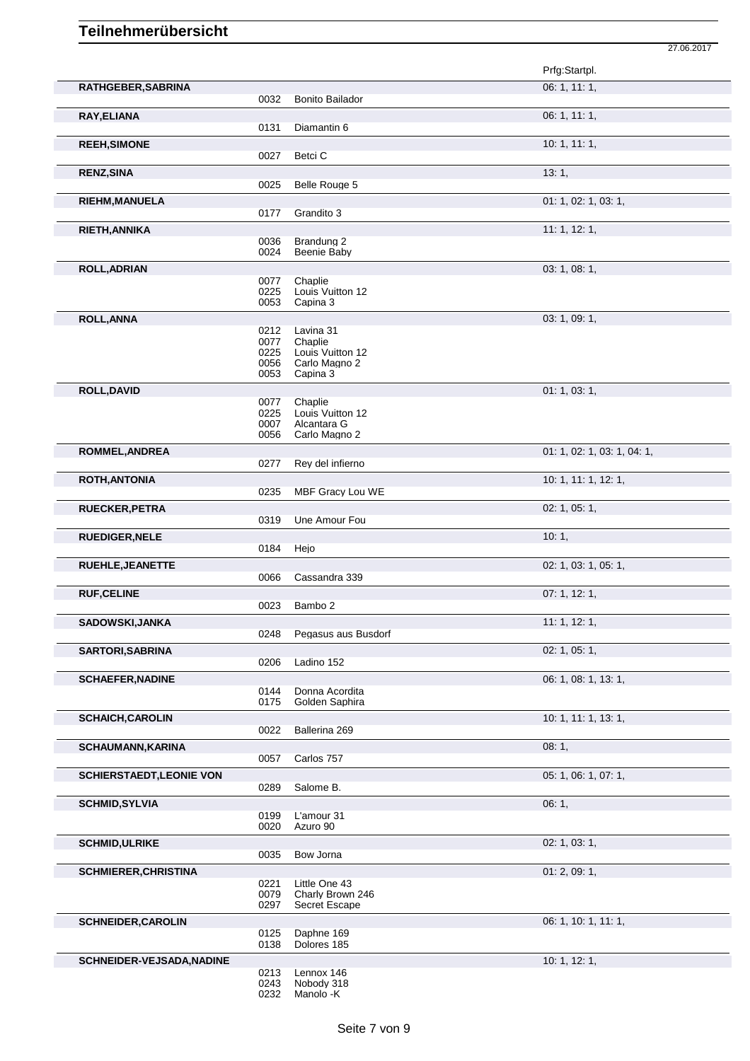# Teilnehmerübersicht

27.06.2017

| Name | Nr. | Pferd | Prfg:Startpl. |
|---|---|---|---|
| **RATHGEBER,SABRINA** | | | 06: 1, 11: 1, |
| | 0032 | Bonito Bailador | |
| **RAY,ELIANA** | | | 06: 1, 11: 1, |
| | 0131 | Diamantin 6 | |
| **REEH,SIMONE** | | | 10: 1, 11: 1, |
| | 0027 | Betci C | |
| **RENZ,SINA** | | | 13: 1, |
| | 0025 | Belle Rouge 5 | |
| **RIEHM,MANUELA** | | | 01: 1, 02: 1, 03: 1, |
| | 0177 | Grandito 3 | |
| **RIETH,ANNIKA** | | | 11: 1, 12: 1, |
| | 0036 | Brandung 2 | |
| | 0024 | Beenie Baby | |
| **ROLL,ADRIAN** | | | 03: 1, 08: 1, |
| | 0077 | Chaplie | |
| | 0225 | Louis Vuitton 12 | |
| | 0053 | Capina 3 | |
| **ROLL,ANNA** | | | 03: 1, 09: 1, |
| | 0212 | Lavina 31 | |
| | 0077 | Chaplie | |
| | 0225 | Louis Vuitton 12 | |
| | 0056 | Carlo Magno 2 | |
| | 0053 | Capina 3 | |
| **ROLL,DAVID** | | | 01: 1, 03: 1, |
| | 0077 | Chaplie | |
| | 0225 | Louis Vuitton 12 | |
| | 0007 | Alcantara G | |
| | 0056 | Carlo Magno 2 | |
| **ROMMEL,ANDREA** | | | 01: 1, 02: 1, 03: 1, 04: 1, |
| | 0277 | Rey del infierno | |
| **ROTH,ANTONIA** | | | 10: 1, 11: 1, 12: 1, |
| | 0235 | MBF Gracy Lou WE | |
| **RUECKER,PETRA** | | | 02: 1, 05: 1, |
| | 0319 | Une Amour Fou | |
| **RUEDIGER,NELE** | | | 10: 1, |
| | 0184 | Hejo | |
| **RUEHLE,JEANETTE** | | | 02: 1, 03: 1, 05: 1, |
| | 0066 | Cassandra 339 | |
| **RUF,CELINE** | | | 07: 1, 12: 1, |
| | 0023 | Bambo 2 | |
| **SADOWSKI,JANKA** | | | 11: 1, 12: 1, |
| | 0248 | Pegasus aus Busdorf | |
| **SARTORI,SABRINA** | | | 02: 1, 05: 1, |
| | 0206 | Ladino 152 | |
| **SCHAEFER,NADINE** | | | 06: 1, 08: 1, 13: 1, |
| | 0144 | Donna Acordita | |
| | 0175 | Golden Saphira | |
| **SCHAICH,CAROLIN** | | | 10: 1, 11: 1, 13: 1, |
| | 0022 | Ballerina 269 | |
| **SCHAUMANN,KARINA** | | | 08: 1, |
| | 0057 | Carlos 757 | |
| **SCHIERSTAEDT,LEONIE VON** | | | 05: 1, 06: 1, 07: 1, |
| | 0289 | Salome B. | |
| **SCHMID,SYLVIA** | | | 06: 1, |
| | 0199 | L'amour 31 | |
| | 0020 | Azuro 90 | |
| **SCHMID,ULRIKE** | | | 02: 1, 03: 1, |
| | 0035 | Bow Jorna | |
| **SCHMIERER,CHRISTINA** | | | 01: 2, 09: 1, |
| | 0221 | Little One 43 | |
| | 0079 | Charly Brown 246 | |
| | 0297 | Secret Escape | |
| **SCHNEIDER,CAROLIN** | | | 06: 1, 10: 1, 11: 1, |
| | 0125 | Daphne 169 | |
| | 0138 | Dolores 185 | |
| **SCHNEIDER-VEJSADA,NADINE** | | | 10: 1, 12: 1, |
| | 0213 | Lennox 146 | |
| | 0243 | Nobody 318 | |
| | 0232 | Manolo -K | |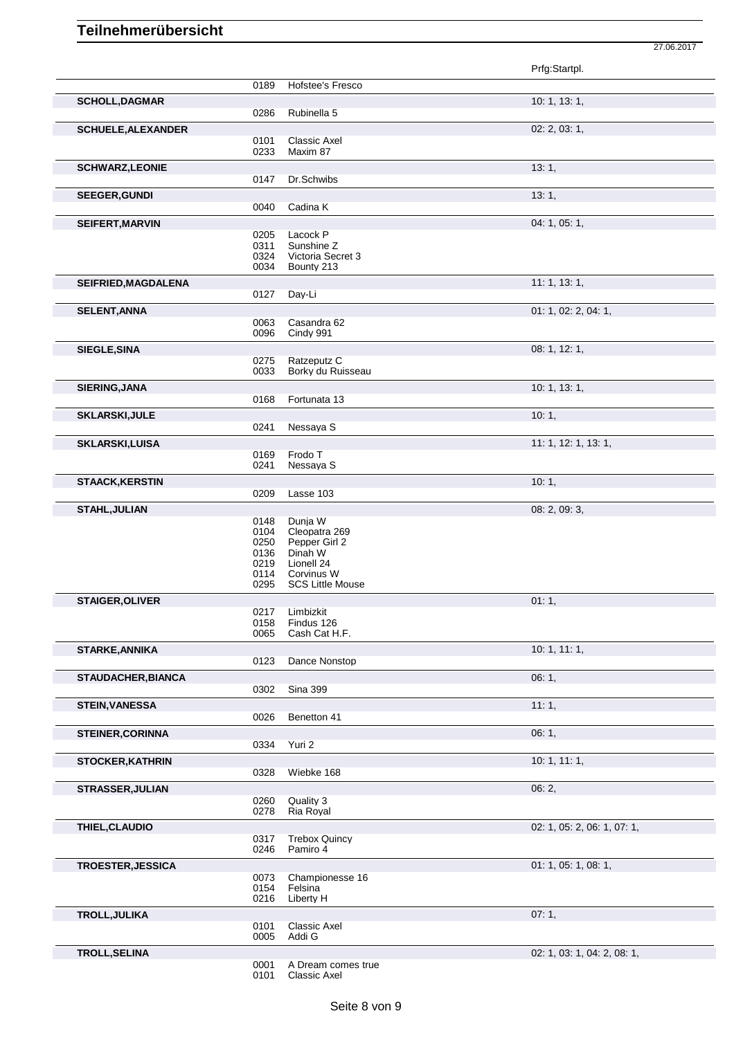# Teilnehmerübersicht

27.06.2017

| | | | Prfg:Startpl. |
|---|---|---|---|
| | 0189 | Hofstee's Fresco | |
| **SCHOLL,DAGMAR** | | | 10: 1, 13: 1, |
| | 0286 | Rubinella 5 | |
| **SCHUELE,ALEXANDER** | | | 02: 2, 03: 1, |
| | 0101 | Classic Axel | |
| | 0233 | Maxim 87 | |
| **SCHWARZ,LEONIE** | | | 13: 1, |
| | 0147 | Dr.Schwibs | |
| **SEEGER,GUNDI** | | | 13: 1, |
| | 0040 | Cadina K | |
| **SEIFERT,MARVIN** | | | 04: 1, 05: 1, |
| | 0205 | Lacock P | |
| | 0311 | Sunshine Z | |
| | 0324 | Victoria Secret 3 | |
| | 0034 | Bounty 213 | |
| **SEIFRIED,MAGDALENA** | | | 11: 1, 13: 1, |
| | 0127 | Day-Li | |
| **SELENT,ANNA** | | | 01: 1, 02: 2, 04: 1, |
| | 0063 | Casandra 62 | |
| | 0096 | Cindy 991 | |
| **SIEGLE,SINA** | | | 08: 1, 12: 1, |
| | 0275 | Ratzeputz C | |
| | 0033 | Borky du Ruisseau | |
| **SIERING,JANA** | | | 10: 1, 13: 1, |
| | 0168 | Fortunata 13 | |
| **SKLARSKI,JULE** | | | 10: 1, |
| | 0241 | Nessaya S | |
| **SKLARSKI,LUISA** | | | 11: 1, 12: 1, 13: 1, |
| | 0169 | Frodo T | |
| | 0241 | Nessaya S | |
| **STAACK,KERSTIN** | | | 10: 1, |
| | 0209 | Lasse 103 | |
| **STAHL,JULIAN** | | | 08: 2, 09: 3, |
| | 0148 | Dunja W | |
| | 0104 | Cleopatra 269 | |
| | 0250 | Pepper Girl 2 | |
| | 0136 | Dinah W | |
| | 0219 | Lionell 24 | |
| | 0114 | Corvinus W | |
| | 0295 | SCS Little Mouse | |
| **STAIGER,OLIVER** | | | 01: 1, |
| | 0217 | Limbizkit | |
| | 0158 | Findus 126 | |
| | 0065 | Cash Cat H.F. | |
| **STARKE,ANNIKA** | | | 10: 1, 11: 1, |
| | 0123 | Dance Nonstop | |
| **STAUDACHER,BIANCA** | | | 06: 1, |
| | 0302 | Sina 399 | |
| **STEIN,VANESSA** | | | 11: 1, |
| | 0026 | Benetton 41 | |
| **STEINER,CORINNA** | | | 06: 1, |
| | 0334 | Yuri 2 | |
| **STOCKER,KATHRIN** | | | 10: 1, 11: 1, |
| | 0328 | Wiebke 168 | |
| **STRASSER,JULIAN** | | | 06: 2, |
| | 0260 | Quality 3 | |
| | 0278 | Ria Royal | |
| **THIEL,CLAUDIO** | | | 02: 1, 05: 2, 06: 1, 07: 1, |
| | 0317 | Trebox Quincy | |
| | 0246 | Pamiro 4 | |
| **TROESTER,JESSICA** | | | 01: 1, 05: 1, 08: 1, |
| | 0073 | Championesse 16 | |
| | 0154 | Felsina | |
| | 0216 | Liberty H | |
| **TROLL,JULIKA** | | | 07: 1, |
| | 0101 | Classic Axel | |
| | 0005 | Addi G | |
| **TROLL,SELINA** | | | 02: 1, 03: 1, 04: 2, 08: 1, |
| | 0001 | A Dream comes true | |
| | 0101 | Classic Axel | |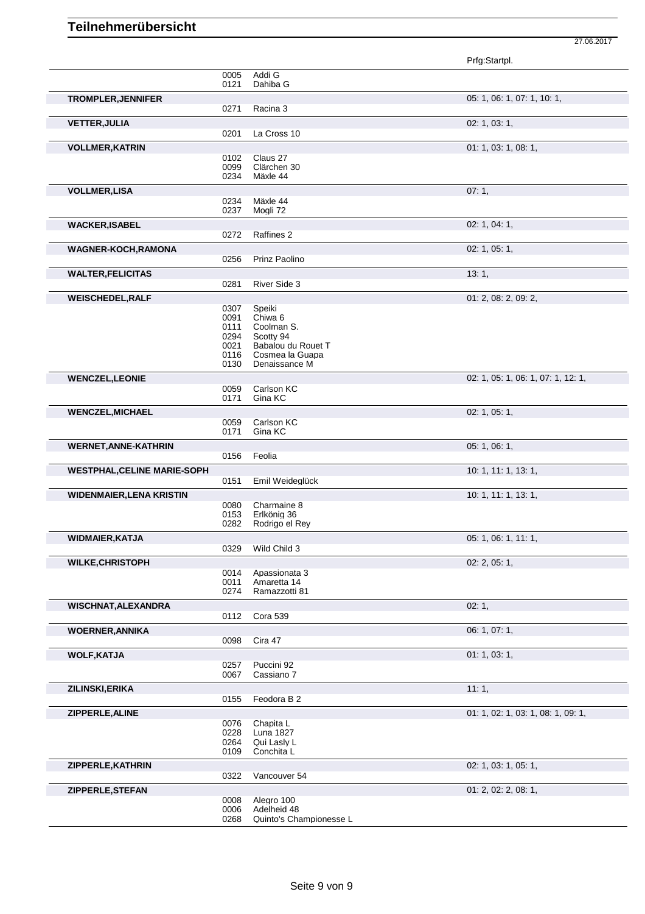# Teilnehmerübersicht

27.06.2017

| | | | Prfg:Startpl. |
|---|---|---|---|
| | 0005 | Addi G | |
| | 0121 | Dahiba G | |
| **TROMPLER,JENNIFER** | | | 05: 1, 06: 1, 07: 1, 10: 1, |
| | 0271 | Racina 3 | |
| **VETTER,JULIA** | | | 02: 1, 03: 1, |
| | 0201 | La Cross 10 | |
| **VOLLMER,KATRIN** | | | 01: 1, 03: 1, 08: 1, |
| | 0102 | Claus 27 | |
| | 0099 | Clärchen 30 | |
| | 0234 | Mäxle 44 | |
| **VOLLMER,LISA** | | | 07: 1, |
| | 0234 | Mäxle 44 | |
| | 0237 | Mogli 72 | |
| **WACKER,ISABEL** | | | 02: 1, 04: 1, |
| | 0272 | Raffines 2 | |
| **WAGNER-KOCH,RAMONA** | | | 02: 1, 05: 1, |
| | 0256 | Prinz Paolino | |
| **WALTER,FELICITAS** | | | 13: 1, |
| | 0281 | River Side 3 | |
| **WEISCHEDEL,RALF** | | | 01: 2, 08: 2, 09: 2, |
| | 0307 | Speiki | |
| | 0091 | Chiwa 6 | |
| | 0111 | Coolman S. | |
| | 0294 | Scotty 94 | |
| | 0021 | Babalou du Rouet T | |
| | 0116 | Cosmea la Guapa | |
| | 0130 | Denaissance M | |
| **WENCZEL,LEONIE** | | | 02: 1, 05: 1, 06: 1, 07: 1, 12: 1, |
| | 0059 | Carlson KC | |
| | 0171 | Gina KC | |
| **WENCZEL,MICHAEL** | | | 02: 1, 05: 1, |
| | 0059 | Carlson KC | |
| | 0171 | Gina KC | |
| **WERNET,ANNE-KATHRIN** | | | 05: 1, 06: 1, |
| | 0156 | Feolia | |
| **WESTPHAL,CELINE MARIE-SOPH** | | | 10: 1, 11: 1, 13: 1, |
| | 0151 | Emil Weideglück | |
| **WIDENMAIER,LENA KRISTIN** | | | 10: 1, 11: 1, 13: 1, |
| | 0080 | Charmaine 8 | |
| | 0153 | Erlkönig 36 | |
| | 0282 | Rodrigo el Rey | |
| **WIDMAIER,KATJA** | | | 05: 1, 06: 1, 11: 1, |
| | 0329 | Wild Child 3 | |
| **WILKE,CHRISTOPH** | | | 02: 2, 05: 1, |
| | 0014 | Apassionata 3 | |
| | 0011 | Amaretta 14 | |
| | 0274 | Ramazzotti 81 | |
| **WISCHNAT,ALEXANDRA** | | | 02: 1, |
| | 0112 | Cora 539 | |
| **WOERNER,ANNIKA** | | | 06: 1, 07: 1, |
| | 0098 | Cira 47 | |
| **WOLF,KATJA** | | | 01: 1, 03: 1, |
| | 0257 | Puccini 92 | |
| | 0067 | Cassiano 7 | |
| **ZILINSKI,ERIKA** | | | 11: 1, |
| | 0155 | Feodora B 2 | |
| **ZIPPERLE,ALINE** | | | 01: 1, 02: 1, 03: 1, 08: 1, 09: 1, |
| | 0076 | Chapita L | |
| | 0228 | Luna 1827 | |
| | 0264 | Qui Lasly L | |
| | 0109 | Conchita L | |
| **ZIPPERLE,KATHRIN** | | | 02: 1, 03: 1, 05: 1, |
| | 0322 | Vancouver 54 | |
| **ZIPPERLE,STEFAN** | | | 01: 2, 02: 2, 08: 1, |
| | 0008 | Alegro 100 | |
| | 0006 | Adelheid 48 | |
| | 0268 | Quinto's Championesse L | |